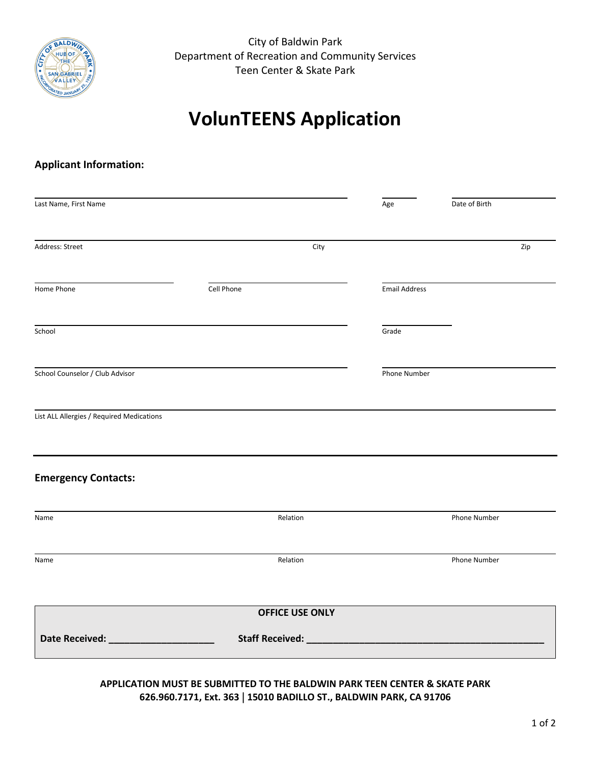City of Baldwin Park
Department of Recreation and Community Services
Teen Center & Skate Park

# VolunTEENS Application

## Applicant Information:

Last Name, First Name ________________________ Age ______ Date of Birth ______________

Address: Street ________________________ City ________________________ Zip ________

Home Phone ______________ Cell Phone ______________ Email Address ______________

School ________________________ Grade ________

School Counselor / Club Advisor ________________________ Phone Number ______________

List ALL Allergies / Required Medications ________________________________________________

## Emergency Contacts:

Name ________________________ Relation ______________ Phone Number ______________

Name ________________________ Relation ______________ Phone Number ______________

**OFFICE USE ONLY**

**Date Received: ___________________** **Staff Received: ___________________________________________**

**APPLICATION MUST BE SUBMITTED TO THE BALDWIN PARK TEEN CENTER & SKATE PARK**
**626.960.7171, Ext. 363 | 15010 BADILLO ST., BALDWIN PARK, CA 91706**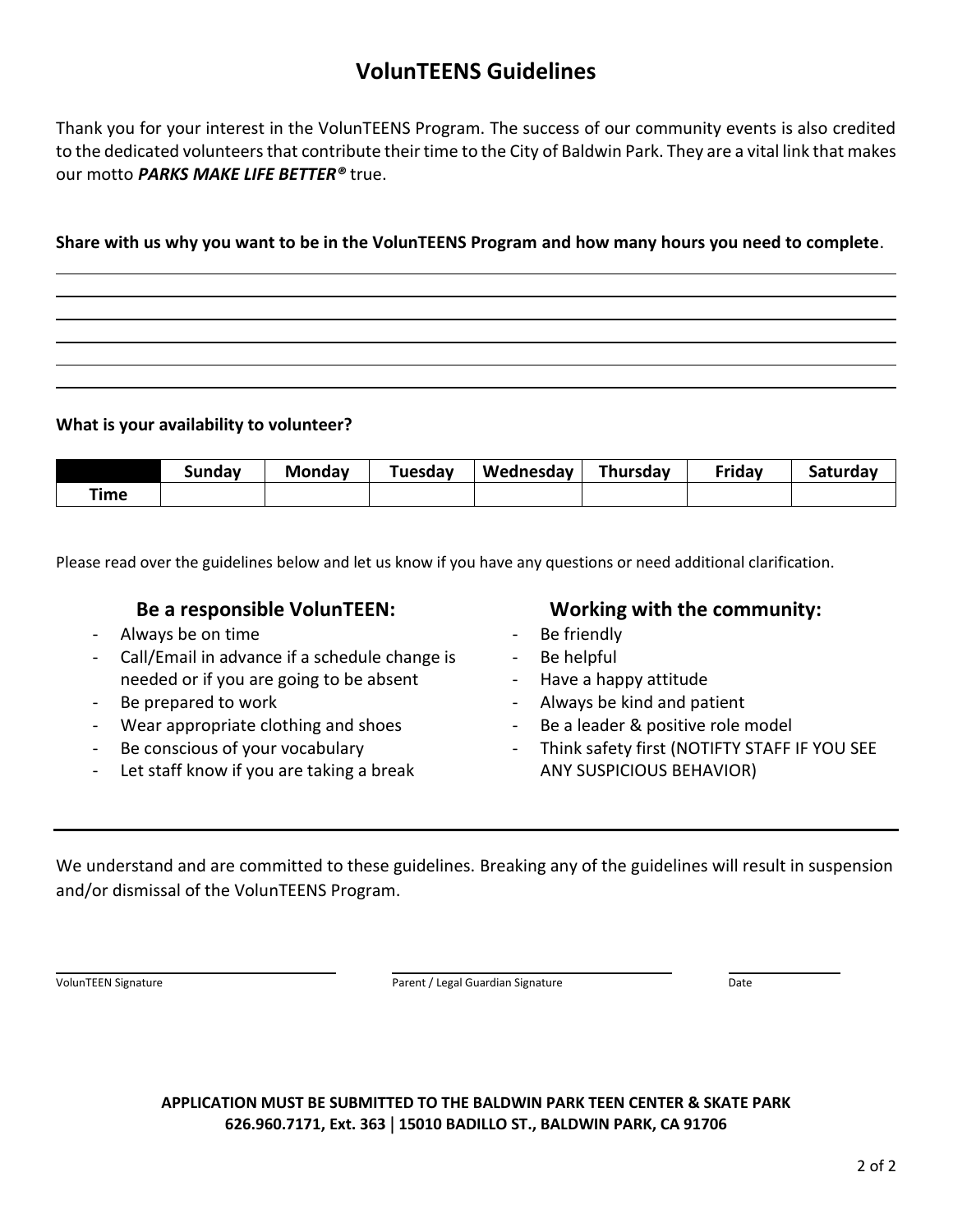# VolunTEENS Guidelines

Thank you for your interest in the VolunTEENS Program. The success of our community events is also credited to the dedicated volunteers that contribute their time to the City of Baldwin Park. They are a vital link that makes our motto ***PARKS MAKE LIFE BETTER®*** true.

**Share with us why you want to be in the VolunTEENS Program and how many hours you need to complete**.

**What is your availability to volunteer?**

| | Sunday | Monday | Tuesday | Wednesday | Thursday | Friday | Saturday |
|---|---|---|---|---|---|---|---|
| **Time** | | | | | | | |

Please read over the guidelines below and let us know if you have any questions or need additional clarification.

### Be a responsible VolunTEEN:

- Always be on time
- Call/Email in advance if a schedule change is needed or if you are going to be absent
- Be prepared to work
- Wear appropriate clothing and shoes
- Be conscious of your vocabulary
- Let staff know if you are taking a break

### Working with the community:

- Be friendly
- Be helpful
- Have a happy attitude
- Always be kind and patient
- Be a leader & positive role model
- Think safety first (NOTIFTY STAFF IF YOU SEE ANY SUSPICIOUS BEHAVIOR)

---

We understand and are committed to these guidelines. Breaking any of the guidelines will result in suspension and/or dismissal of the VolunTEENS Program.

VolunTEEN Signature

Parent / Legal Guardian Signature

Date

**APPLICATION MUST BE SUBMITTED TO THE BALDWIN PARK TEEN CENTER & SKATE PARK**
**626.960.7171, Ext. 363 | 15010 BADILLO ST., BALDWIN PARK, CA 91706**